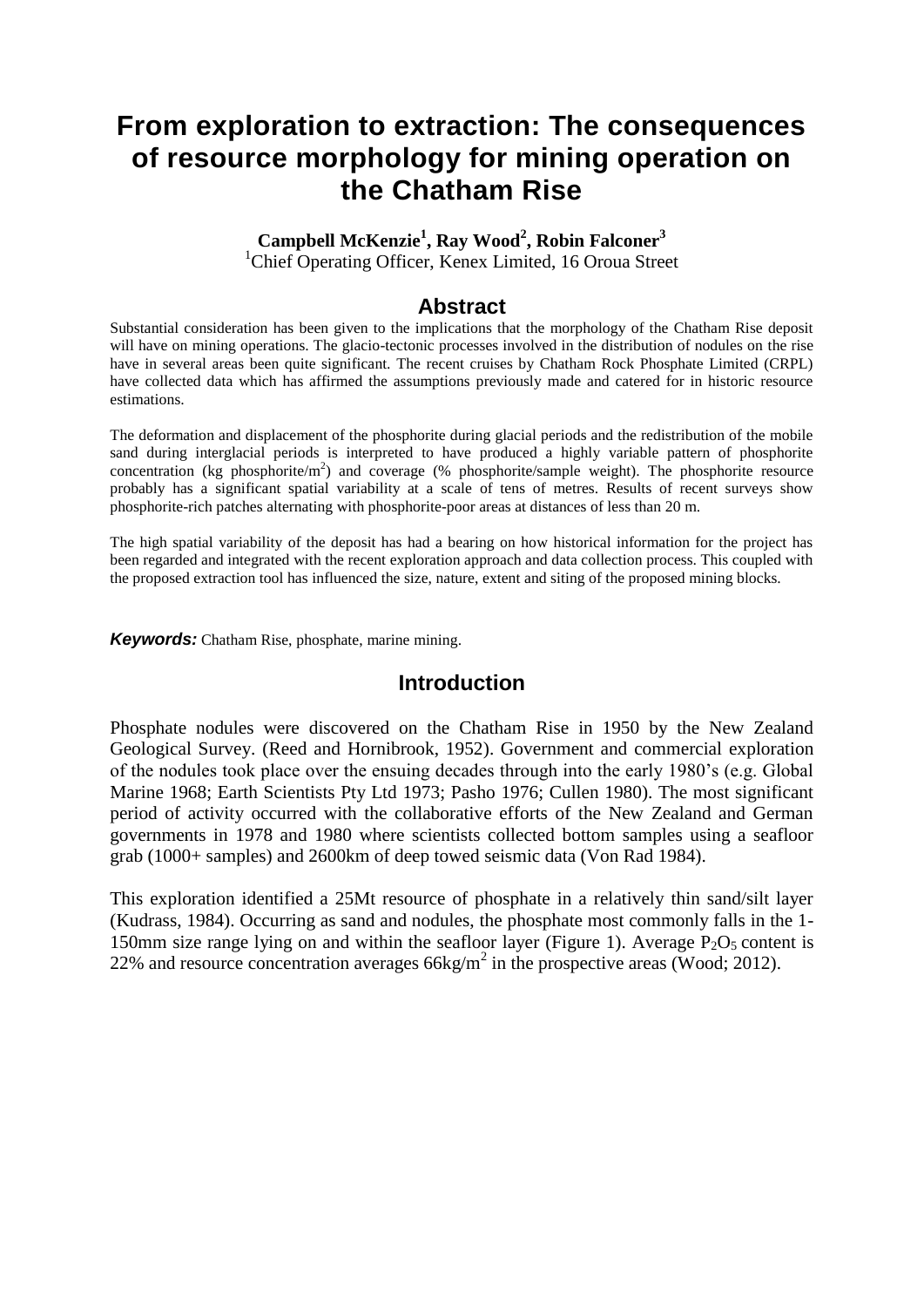# From exploration to extraction: The consequences of resource morphology for mining operation on the Chatham Rise

**Campbell McKenzie[1], Ray Wood[2], Robin Falconer[3]**

[1]Chief Operating Officer, Kenex Limited, 16 Oroua Street

## Abstract

Substantial consideration has been given to the implications that the morphology of the Chatham Rise deposit will have on mining operations. The glacio-tectonic processes involved in the distribution of nodules on the rise have in several areas been quite significant. The recent cruises by Chatham Rock Phosphate Limited (CRPL) have collected data which has affirmed the assumptions previously made and catered for in historic resource estimations.

The deformation and displacement of the phosphorite during glacial periods and the redistribution of the mobile sand during interglacial periods is interpreted to have produced a highly variable pattern of phosphorite concentration (kg phosphorite/m$^2$) and coverage (% phosphorite/sample weight). The phosphorite resource probably has a significant spatial variability at a scale of tens of metres. Results of recent surveys show phosphorite-rich patches alternating with phosphorite-poor areas at distances of less than 20 m.

The high spatial variability of the deposit has had a bearing on how historical information for the project has been regarded and integrated with the recent exploration approach and data collection process. This coupled with the proposed extraction tool has influenced the size, nature, extent and siting of the proposed mining blocks.

***Keywords:*** Chatham Rise, phosphate, marine mining.

## Introduction

Phosphate nodules were discovered on the Chatham Rise in 1950 by the New Zealand Geological Survey. (Reed and Hornibrook, 1952). Government and commercial exploration of the nodules took place over the ensuing decades through into the early 1980's (e.g. Global Marine 1968; Earth Scientists Pty Ltd 1973; Pasho 1976; Cullen 1980). The most significant period of activity occurred with the collaborative efforts of the New Zealand and German governments in 1978 and 1980 where scientists collected bottom samples using a seafloor grab (1000+ samples) and 2600km of deep towed seismic data (Von Rad 1984).

This exploration identified a 25Mt resource of phosphate in a relatively thin sand/silt layer (Kudrass, 1984). Occurring as sand and nodules, the phosphate most commonly falls in the 1-150mm size range lying on and within the seafloor layer (Figure 1). Average $P_2O_5$ content is 22% and resource concentration averages 66kg/m$^2$ in the prospective areas (Wood; 2012).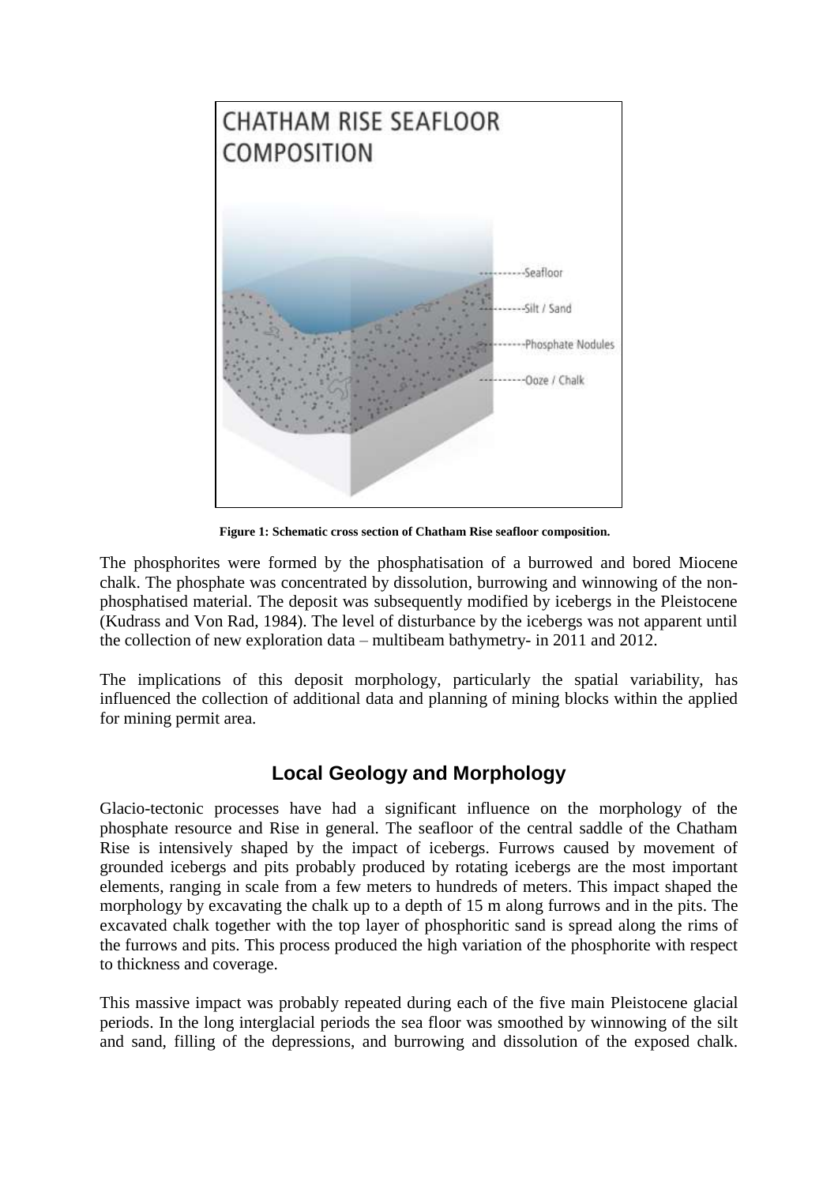**Figure 1: Schematic cross section of Chatham Rise seafloor composition.**

The phosphorites were formed by the phosphatisation of a burrowed and bored Miocene chalk. The phosphate was concentrated by dissolution, burrowing and winnowing of the non-phosphatised material. The deposit was subsequently modified by icebergs in the Pleistocene (Kudrass and Von Rad, 1984). The level of disturbance by the icebergs was not apparent until the collection of new exploration data – multibeam bathymetry- in 2011 and 2012.

The implications of this deposit morphology, particularly the spatial variability, has influenced the collection of additional data and planning of mining blocks within the applied for mining permit area.

## Local Geology and Morphology

Glacio-tectonic processes have had a significant influence on the morphology of the phosphate resource and Rise in general. The seafloor of the central saddle of the Chatham Rise is intensively shaped by the impact of icebergs. Furrows caused by movement of grounded icebergs and pits probably produced by rotating icebergs are the most important elements, ranging in scale from a few meters to hundreds of meters. This impact shaped the morphology by excavating the chalk up to a depth of 15 m along furrows and in the pits. The excavated chalk together with the top layer of phosphoritic sand is spread along the rims of the furrows and pits. This process produced the high variation of the phosphorite with respect to thickness and coverage.

This massive impact was probably repeated during each of the five main Pleistocene glacial periods. In the long interglacial periods the sea floor was smoothed by winnowing of the silt and sand, filling of the depressions, and burrowing and dissolution of the exposed chalk.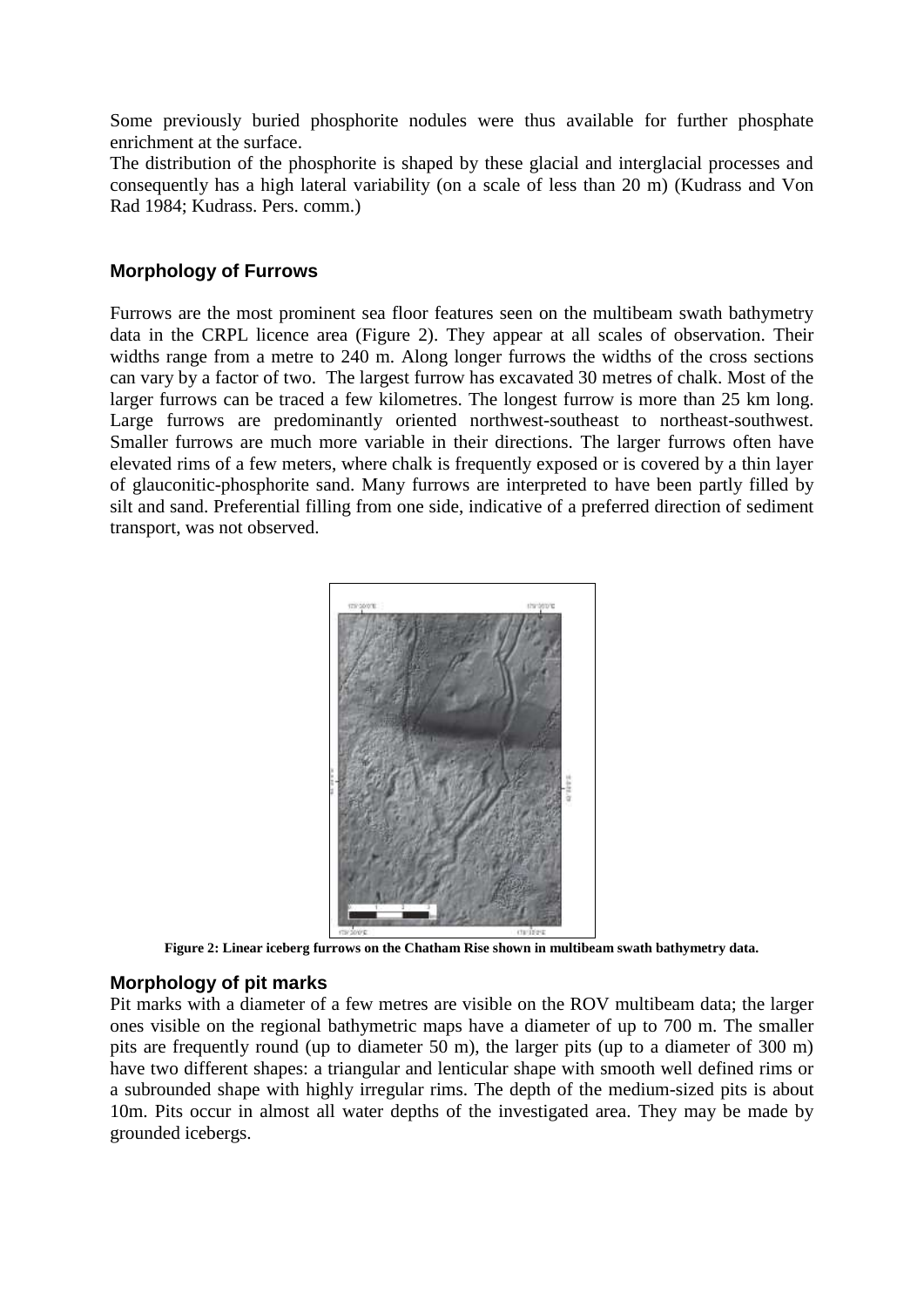Some previously buried phosphorite nodules were thus available for further phosphate enrichment at the surface.

The distribution of the phosphorite is shaped by these glacial and interglacial processes and consequently has a high lateral variability (on a scale of less than 20 m) (Kudrass and Von Rad 1984; Kudrass. Pers. comm.)

### Morphology of Furrows

Furrows are the most prominent sea floor features seen on the multibeam swath bathymetry data in the CRPL licence area (Figure 2). They appear at all scales of observation. Their widths range from a metre to 240 m. Along longer furrows the widths of the cross sections can vary by a factor of two. The largest furrow has excavated 30 metres of chalk. Most of the larger furrows can be traced a few kilometres. The longest furrow is more than 25 km long. Large furrows are predominantly oriented northwest-southeast to northeast-southwest. Smaller furrows are much more variable in their directions. The larger furrows often have elevated rims of a few meters, where chalk is frequently exposed or is covered by a thin layer of glauconitic-phosphorite sand. Many furrows are interpreted to have been partly filled by silt and sand. Preferential filling from one side, indicative of a preferred direction of sediment transport, was not observed.

**Figure 2: Linear iceberg furrows on the Chatham Rise shown in multibeam swath bathymetry data.**

### Morphology of pit marks

Pit marks with a diameter of a few metres are visible on the ROV multibeam data; the larger ones visible on the regional bathymetric maps have a diameter of up to 700 m. The smaller pits are frequently round (up to diameter 50 m), the larger pits (up to a diameter of 300 m) have two different shapes: a triangular and lenticular shape with smooth well defined rims or a subrounded shape with highly irregular rims. The depth of the medium-sized pits is about 10m. Pits occur in almost all water depths of the investigated area. They may be made by grounded icebergs.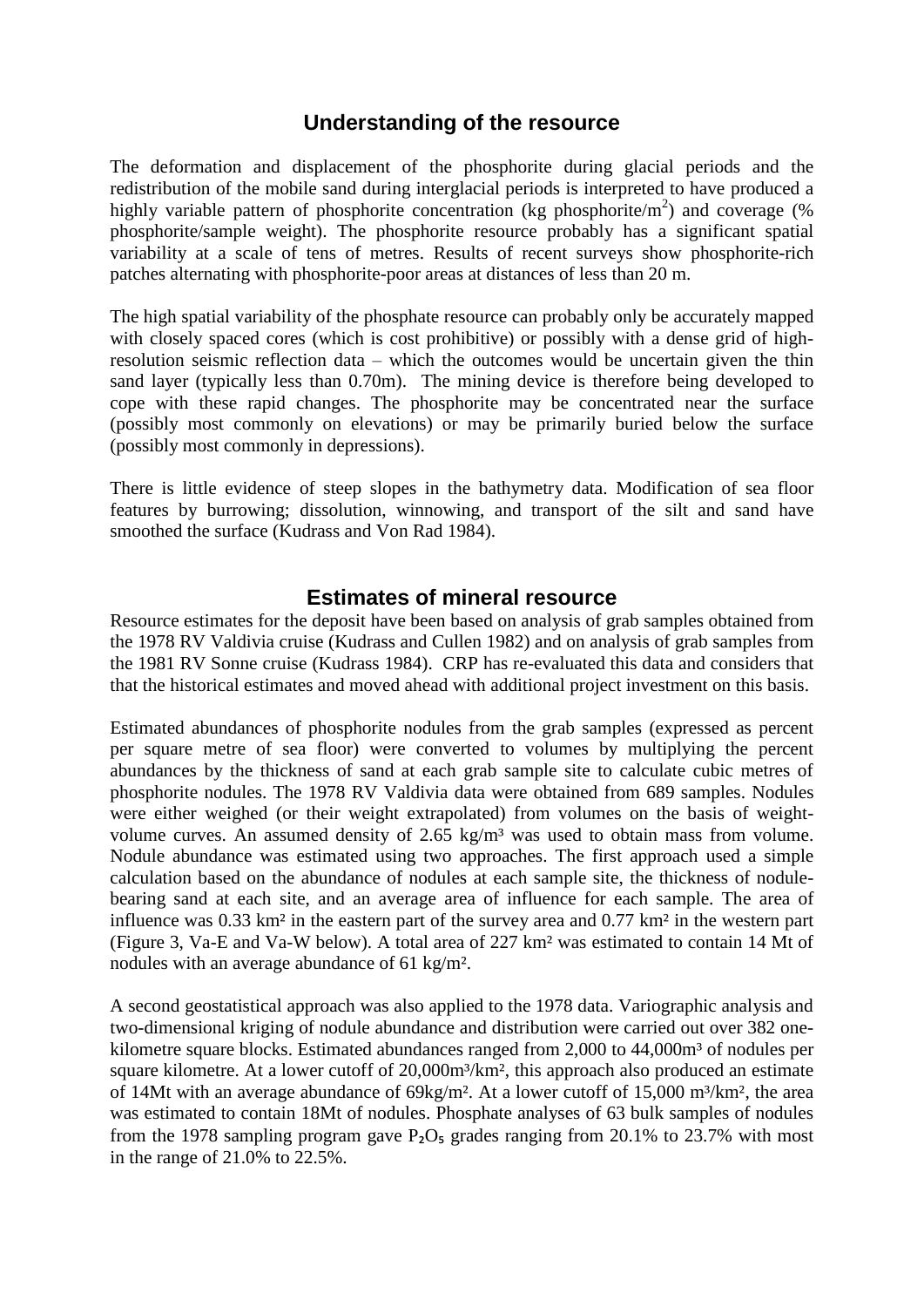## Understanding of the resource

The deformation and displacement of the phosphorite during glacial periods and the redistribution of the mobile sand during interglacial periods is interpreted to have produced a highly variable pattern of phosphorite concentration (kg phosphorite/$m^2$) and coverage (% phosphorite/sample weight). The phosphorite resource probably has a significant spatial variability at a scale of tens of metres. Results of recent surveys show phosphorite-rich patches alternating with phosphorite-poor areas at distances of less than 20 m.

The high spatial variability of the phosphate resource can probably only be accurately mapped with closely spaced cores (which is cost prohibitive) or possibly with a dense grid of high-resolution seismic reflection data – which the outcomes would be uncertain given the thin sand layer (typically less than 0.70m). The mining device is therefore being developed to cope with these rapid changes. The phosphorite may be concentrated near the surface (possibly most commonly on elevations) or may be primarily buried below the surface (possibly most commonly in depressions).

There is little evidence of steep slopes in the bathymetry data. Modification of sea floor features by burrowing; dissolution, winnowing, and transport of the silt and sand have smoothed the surface (Kudrass and Von Rad 1984).

## Estimates of mineral resource

Resource estimates for the deposit have been based on analysis of grab samples obtained from the 1978 RV Valdivia cruise (Kudrass and Cullen 1982) and on analysis of grab samples from the 1981 RV Sonne cruise (Kudrass 1984). CRP has re-evaluated this data and considers that that the historical estimates and moved ahead with additional project investment on this basis.

Estimated abundances of phosphorite nodules from the grab samples (expressed as percent per square metre of sea floor) were converted to volumes by multiplying the percent abundances by the thickness of sand at each grab sample site to calculate cubic metres of phosphorite nodules. The 1978 RV Valdivia data were obtained from 689 samples. Nodules were either weighed (or their weight extrapolated) from volumes on the basis of weight-volume curves. An assumed density of 2.65 kg/m³ was used to obtain mass from volume. Nodule abundance was estimated using two approaches. The first approach used a simple calculation based on the abundance of nodules at each sample site, the thickness of nodule-bearing sand at each site, and an average area of influence for each sample. The area of influence was 0.33 km² in the eastern part of the survey area and 0.77 km² in the western part (Figure 3, Va-E and Va-W below). A total area of 227 km² was estimated to contain 14 Mt of nodules with an average abundance of 61 kg/m².

A second geostatistical approach was also applied to the 1978 data. Variographic analysis and two-dimensional kriging of nodule abundance and distribution were carried out over 382 one-kilometre square blocks. Estimated abundances ranged from 2,000 to 44,000m³ of nodules per square kilometre. At a lower cutoff of 20,000m³/km², this approach also produced an estimate of 14Mt with an average abundance of 69kg/m². At a lower cutoff of 15,000 m³/km², the area was estimated to contain 18Mt of nodules. Phosphate analyses of 63 bulk samples of nodules from the 1978 sampling program gave $P_2O_5$ grades ranging from 20.1% to 23.7% with most in the range of 21.0% to 22.5%.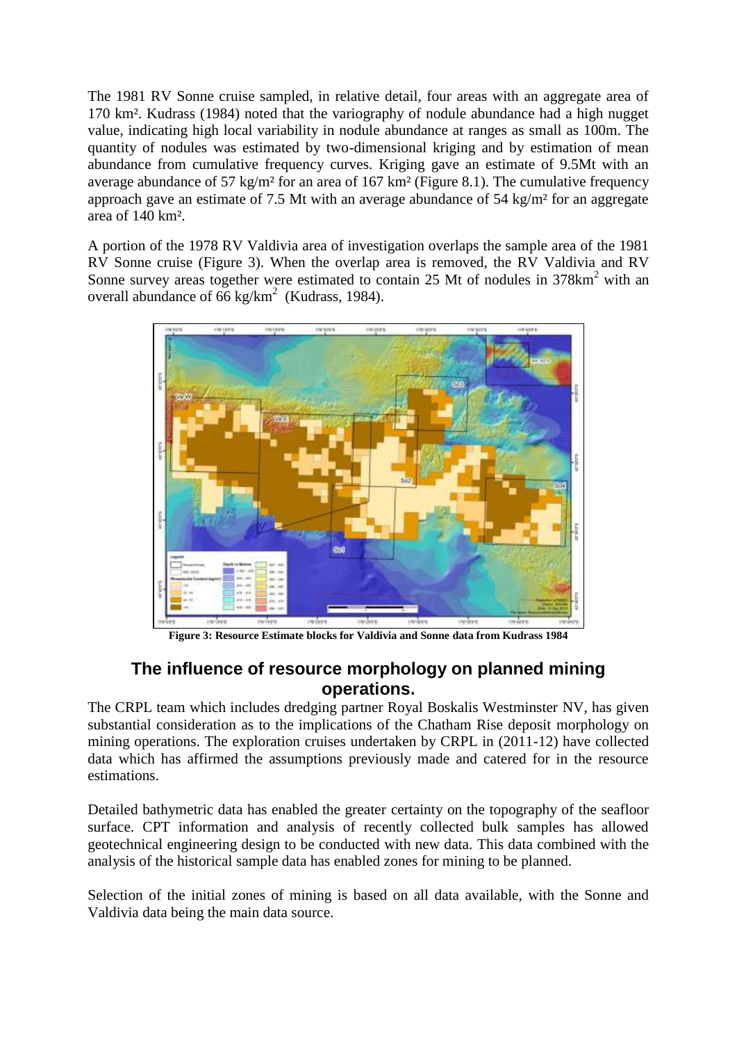The 1981 RV Sonne cruise sampled, in relative detail, four areas with an aggregate area of 170 km². Kudrass (1984) noted that the variography of nodule abundance had a high nugget value, indicating high local variability in nodule abundance at ranges as small as 100m. The quantity of nodules was estimated by two-dimensional kriging and by estimation of mean abundance from cumulative frequency curves. Kriging gave an estimate of 9.5Mt with an average abundance of 57 kg/m² for an area of 167 km² (Figure 8.1). The cumulative frequency approach gave an estimate of 7.5 Mt with an average abundance of 54 kg/m² for an aggregate area of 140 km².

A portion of the 1978 RV Valdivia area of investigation overlaps the sample area of the 1981 RV Sonne cruise (Figure 3). When the overlap area is removed, the RV Valdivia and RV Sonne survey areas together were estimated to contain 25 Mt of nodules in $378km^2$ with an overall abundance of $66\ kg/km^2$ (Kudrass, 1984).

**Figure 3: Resource Estimate blocks for Valdivia and Sonne data from Kudrass 1984**

## The influence of resource morphology on planned mining operations.

The CRPL team which includes dredging partner Royal Boskalis Westminster NV, has given substantial consideration as to the implications of the Chatham Rise deposit morphology on mining operations. The exploration cruises undertaken by CRPL in (2011-12) have collected data which has affirmed the assumptions previously made and catered for in the resource estimations.

Detailed bathymetric data has enabled the greater certainty on the topography of the seafloor surface. CPT information and analysis of recently collected bulk samples has allowed geotechnical engineering design to be conducted with new data. This data combined with the analysis of the historical sample data has enabled zones for mining to be planned.

Selection of the initial zones of mining is based on all data available, with the Sonne and Valdivia data being the main data source.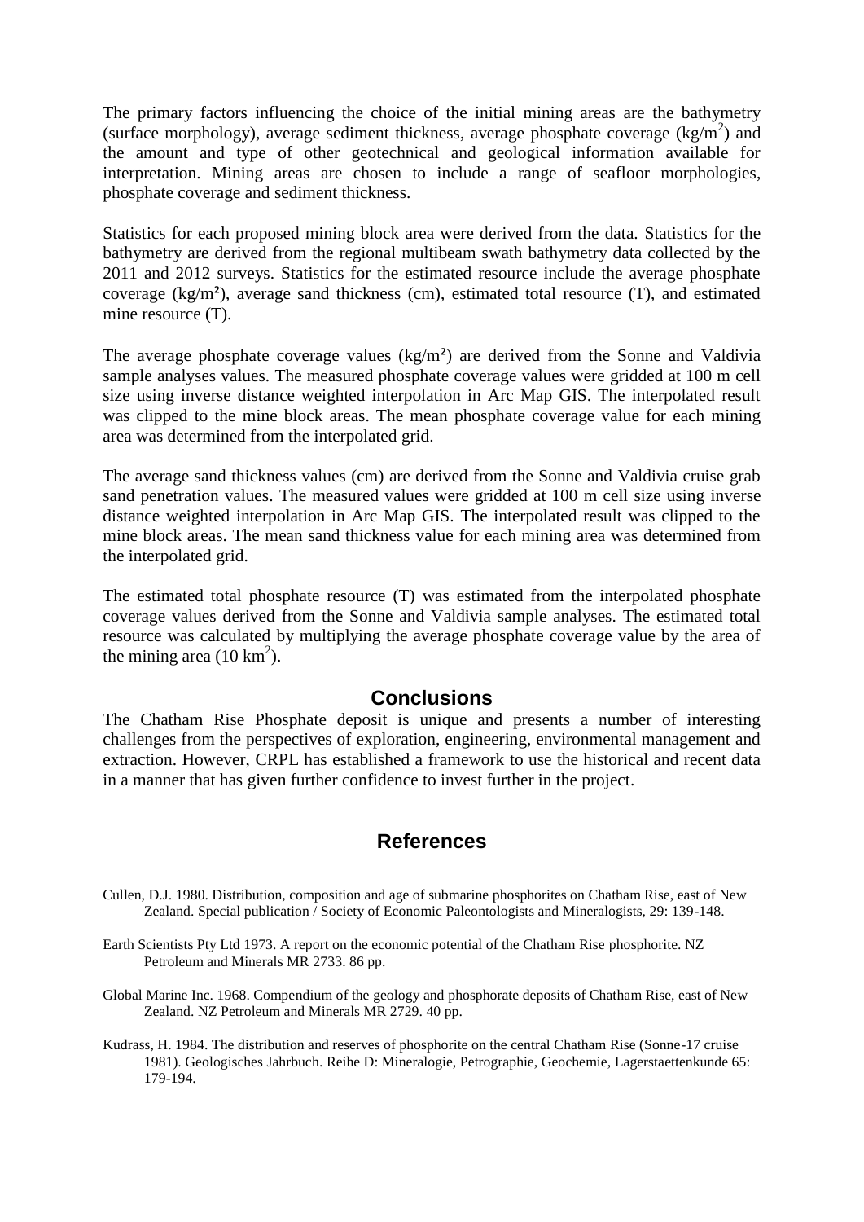The primary factors influencing the choice of the initial mining areas are the bathymetry (surface morphology), average sediment thickness, average phosphate coverage ($kg/m^2$) and the amount and type of other geotechnical and geological information available for interpretation. Mining areas are chosen to include a range of seafloor morphologies, phosphate coverage and sediment thickness.

Statistics for each proposed mining block area were derived from the data. Statistics for the bathymetry are derived from the regional multibeam swath bathymetry data collected by the 2011 and 2012 surveys. Statistics for the estimated resource include the average phosphate coverage ($kg/m^2$), average sand thickness (cm), estimated total resource (T), and estimated mine resource (T).

The average phosphate coverage values ($kg/m^2$) are derived from the Sonne and Valdivia sample analyses values. The measured phosphate coverage values were gridded at 100 m cell size using inverse distance weighted interpolation in Arc Map GIS. The interpolated result was clipped to the mine block areas. The mean phosphate coverage value for each mining area was determined from the interpolated grid.

The average sand thickness values (cm) are derived from the Sonne and Valdivia cruise grab sand penetration values. The measured values were gridded at 100 m cell size using inverse distance weighted interpolation in Arc Map GIS. The interpolated result was clipped to the mine block areas. The mean sand thickness value for each mining area was determined from the interpolated grid.

The estimated total phosphate resource (T) was estimated from the interpolated phosphate coverage values derived from the Sonne and Valdivia sample analyses. The estimated total resource was calculated by multiplying the average phosphate coverage value by the area of the mining area (10 $km^2$).

## Conclusions

The Chatham Rise Phosphate deposit is unique and presents a number of interesting challenges from the perspectives of exploration, engineering, environmental management and extraction. However, CRPL has established a framework to use the historical and recent data in a manner that has given further confidence to invest further in the project.

## References

Cullen, D.J. 1980. Distribution, composition and age of submarine phosphorites on Chatham Rise, east of New Zealand. Special publication / Society of Economic Paleontologists and Mineralogists, 29: 139-148.

Earth Scientists Pty Ltd 1973. A report on the economic potential of the Chatham Rise phosphorite. NZ Petroleum and Minerals MR 2733. 86 pp.

Global Marine Inc. 1968. Compendium of the geology and phosphorate deposits of Chatham Rise, east of New Zealand. NZ Petroleum and Minerals MR 2729. 40 pp.

Kudrass, H. 1984. The distribution and reserves of phosphorite on the central Chatham Rise (Sonne-17 cruise 1981). Geologisches Jahrbuch. Reihe D: Mineralogie, Petrographie, Geochemie, Lagerstaettenkunde 65: 179-194.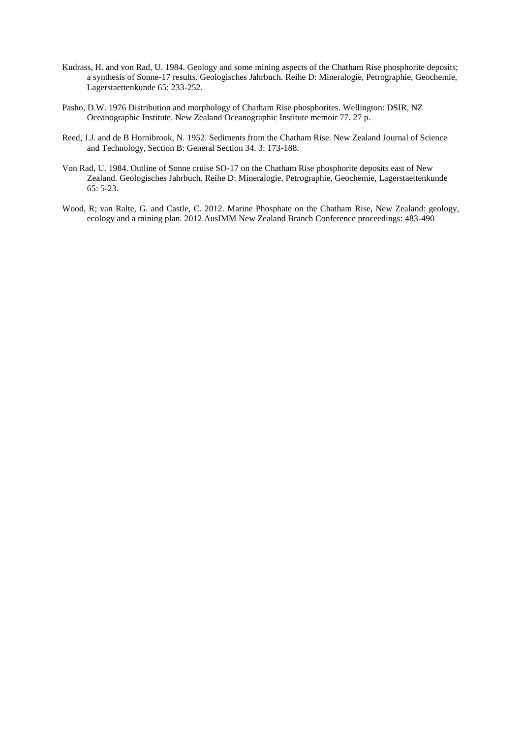Kudrass, H. and von Rad, U. 1984. Geology and some mining aspects of the Chatham Rise phosphorite deposits; a synthesis of Sonne-17 results. Geologisches Jahrbuch. Reihe D: Mineralogie, Petrographie, Geochemie, Lagerstaettenkunde 65: 233-252.

Pasho, D.W. 1976 Distribution and morphology of Chatham Rise phosphorites. Wellington: DSIR, NZ Oceanographic Institute. New Zealand Oceanographic Institute memoir 77. 27 p.

Reed, J.J. and de B Hornibrook, N. 1952. Sediments from the Chatham Rise. New Zealand Journal of Science and Technology, Section B: General Section 34. 3: 173-188.

Von Rad, U. 1984. Outline of Sonne cruise SO-17 on the Chatham Rise phosphorite deposits east of New Zealand. Geologisches Jahrbuch. Reihe D: Mineralogie, Petrographie, Geochemie, Lagerstaettenkunde 65: 5-23.

Wood, R; van Ralte, G. and Castle, C. 2012. Marine Phosphate on the Chatham Rise, New Zealand: geology, ecology and a mining plan. 2012 AusIMM New Zealand Branch Conference proceedings: 483-490